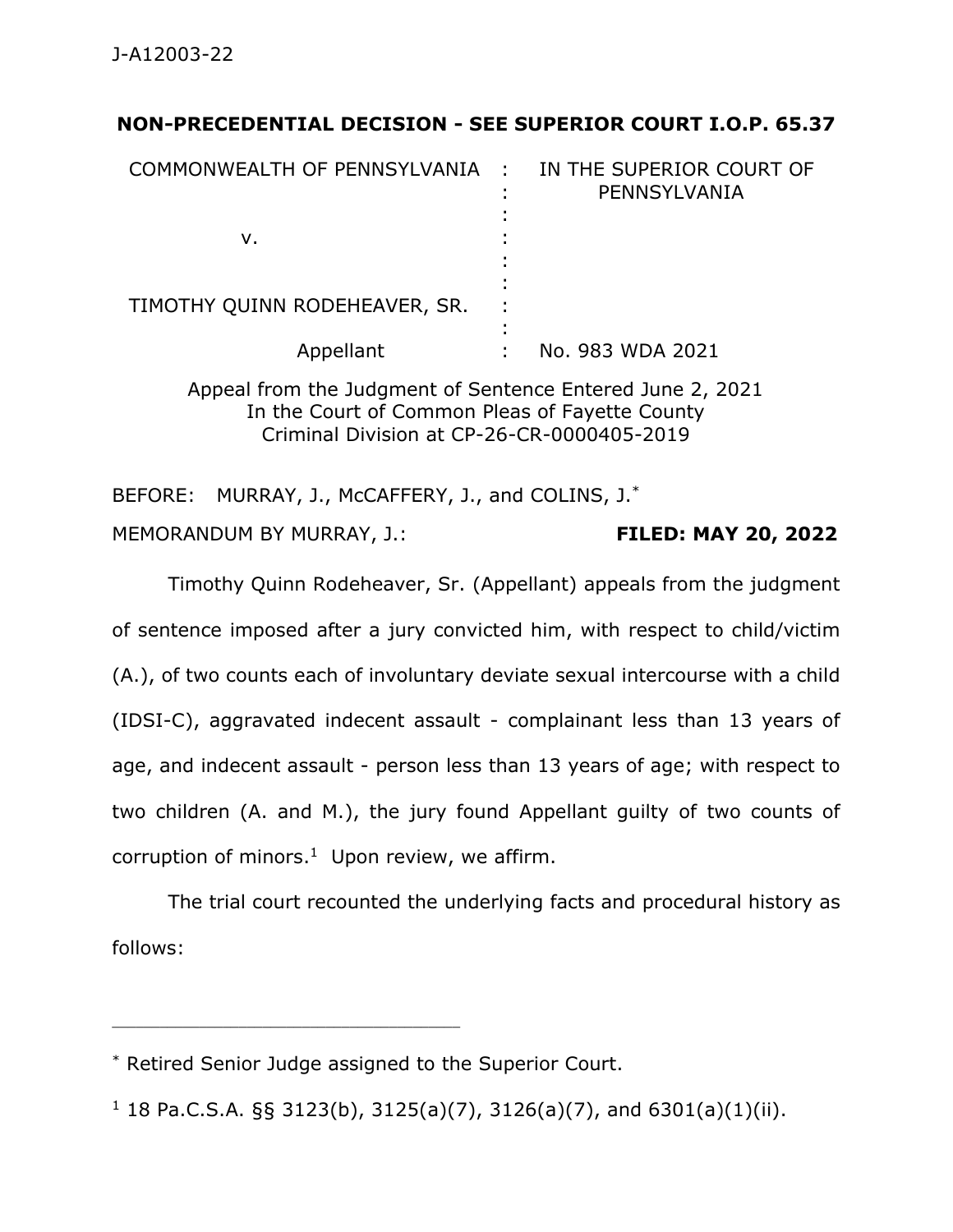J-A12003-22

**NON-PRECEDENTIAL DECISION - SEE SUPERIOR COURT I.O.P. 65.37**

| | | |
|---|---|---|
| COMMONWEALTH OF PENNSYLVANIA | : | IN THE SUPERIOR COURT OF PENNSYLVANIA |
| v. | : | |
| TIMOTHY QUINN RODEHEAVER, SR. | : | |
| Appellant | : | No. 983 WDA 2021 |

Appeal from the Judgment of Sentence Entered June 2, 2021
In the Court of Common Pleas of Fayette County
Criminal Division at CP-26-CR-0000405-2019

BEFORE: MURRAY, J., McCAFFERY, J., and COLINS, J.*

MEMORANDUM BY MURRAY, J.: **FILED: MAY 20, 2022**

Timothy Quinn Rodeheaver, Sr. (Appellant) appeals from the judgment of sentence imposed after a jury convicted him, with respect to child/victim (A.), of two counts each of involuntary deviate sexual intercourse with a child (IDSI-C), aggravated indecent assault - complainant less than 13 years of age, and indecent assault - person less than 13 years of age; with respect to two children (A. and M.), the jury found Appellant guilty of two counts of corruption of minors.[1] Upon review, we affirm.

The trial court recounted the underlying facts and procedural history as follows:

---

* Retired Senior Judge assigned to the Superior Court.

[1] 18 Pa.C.S.A. §§ 3123(b), 3125(a)(7), 3126(a)(7), and 6301(a)(1)(ii).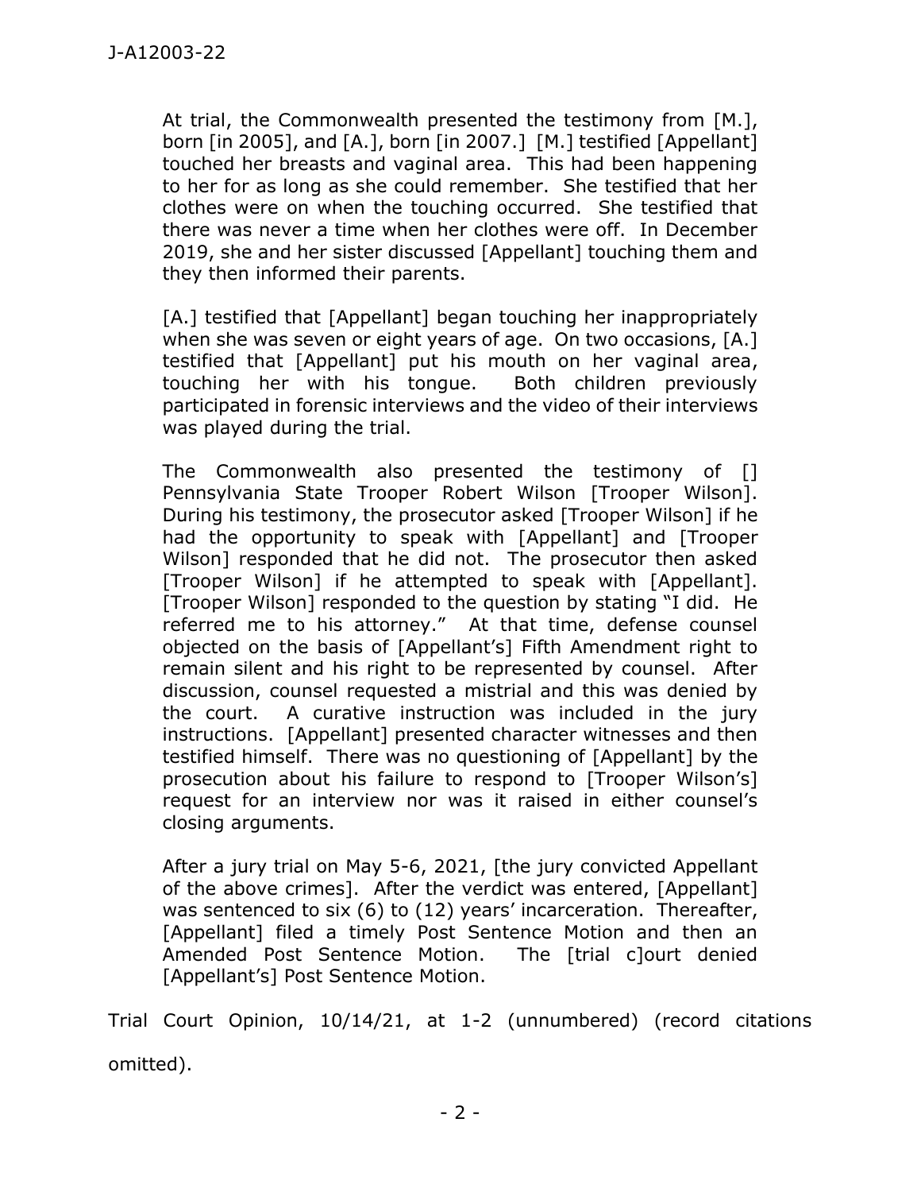> At trial, the Commonwealth presented the testimony from [M.], born [in 2005], and [A.], born [in 2007.] [M.] testified [Appellant] touched her breasts and vaginal area. This had been happening to her for as long as she could remember. She testified that her clothes were on when the touching occurred. She testified that there was never a time when her clothes were off. In December 2019, she and her sister discussed [Appellant] touching them and they then informed their parents.
>
> [A.] testified that [Appellant] began touching her inappropriately when she was seven or eight years of age. On two occasions, [A.] testified that [Appellant] put his mouth on her vaginal area, touching her with his tongue. Both children previously participated in forensic interviews and the video of their interviews was played during the trial.
>
> The Commonwealth also presented the testimony of [] Pennsylvania State Trooper Robert Wilson [Trooper Wilson]. During his testimony, the prosecutor asked [Trooper Wilson] if he had the opportunity to speak with [Appellant] and [Trooper Wilson] responded that he did not. The prosecutor then asked [Trooper Wilson] if he attempted to speak with [Appellant]. [Trooper Wilson] responded to the question by stating "I did. He referred me to his attorney." At that time, defense counsel objected on the basis of [Appellant's] Fifth Amendment right to remain silent and his right to be represented by counsel. After discussion, counsel requested a mistrial and this was denied by the court. A curative instruction was included in the jury instructions. [Appellant] presented character witnesses and then testified himself. There was no questioning of [Appellant] by the prosecution about his failure to respond to [Trooper Wilson's] request for an interview nor was it raised in either counsel's closing arguments.
>
> After a jury trial on May 5-6, 2021, [the jury convicted Appellant of the above crimes]. After the verdict was entered, [Appellant] was sentenced to six (6) to (12) years' incarceration. Thereafter, [Appellant] filed a timely Post Sentence Motion and then an Amended Post Sentence Motion. The [trial c]ourt denied [Appellant's] Post Sentence Motion.

Trial Court Opinion, 10/14/21, at 1-2 (unnumbered) (record citations omitted).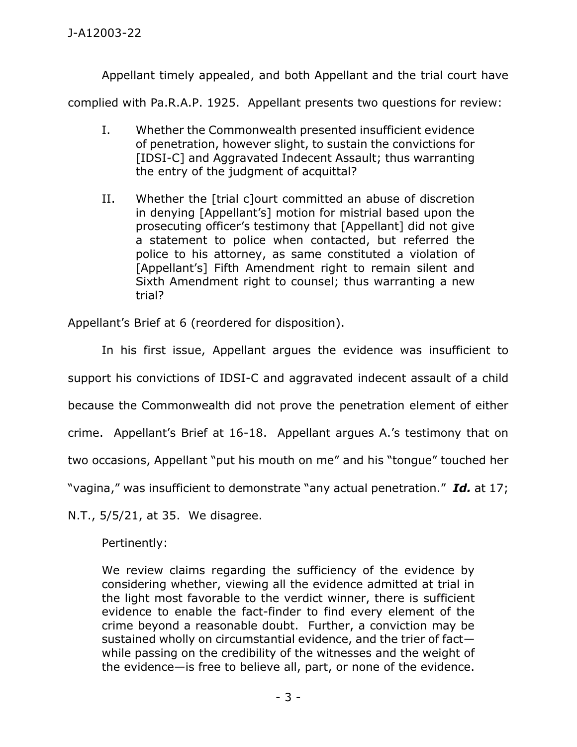Appellant timely appealed, and both Appellant and the trial court have complied with Pa.R.A.P. 1925. Appellant presents two questions for review:

> I. Whether the Commonwealth presented insufficient evidence of penetration, however slight, to sustain the convictions for [IDSI-C] and Aggravated Indecent Assault; thus warranting the entry of the judgment of acquittal?
>
> II. Whether the [trial c]ourt committed an abuse of discretion in denying [Appellant's] motion for mistrial based upon the prosecuting officer's testimony that [Appellant] did not give a statement to police when contacted, but referred the police to his attorney, as same constituted a violation of [Appellant's] Fifth Amendment right to remain silent and Sixth Amendment right to counsel; thus warranting a new trial?

Appellant's Brief at 6 (reordered for disposition).

In his first issue, Appellant argues the evidence was insufficient to support his convictions of IDSI-C and aggravated indecent assault of a child because the Commonwealth did not prove the penetration element of either crime. Appellant's Brief at 16-18. Appellant argues A.'s testimony that on two occasions, Appellant "put his mouth on me" and his "tongue" touched her "vagina," was insufficient to demonstrate "any actual penetration." ***Id.*** at 17; N.T., 5/5/21, at 35. We disagree.

Pertinently:

> We review claims regarding the sufficiency of the evidence by considering whether, viewing all the evidence admitted at trial in the light most favorable to the verdict winner, there is sufficient evidence to enable the fact-finder to find every element of the crime beyond a reasonable doubt. Further, a conviction may be sustained wholly on circumstantial evidence, and the trier of fact—while passing on the credibility of the witnesses and the weight of the evidence—is free to believe all, part, or none of the evidence.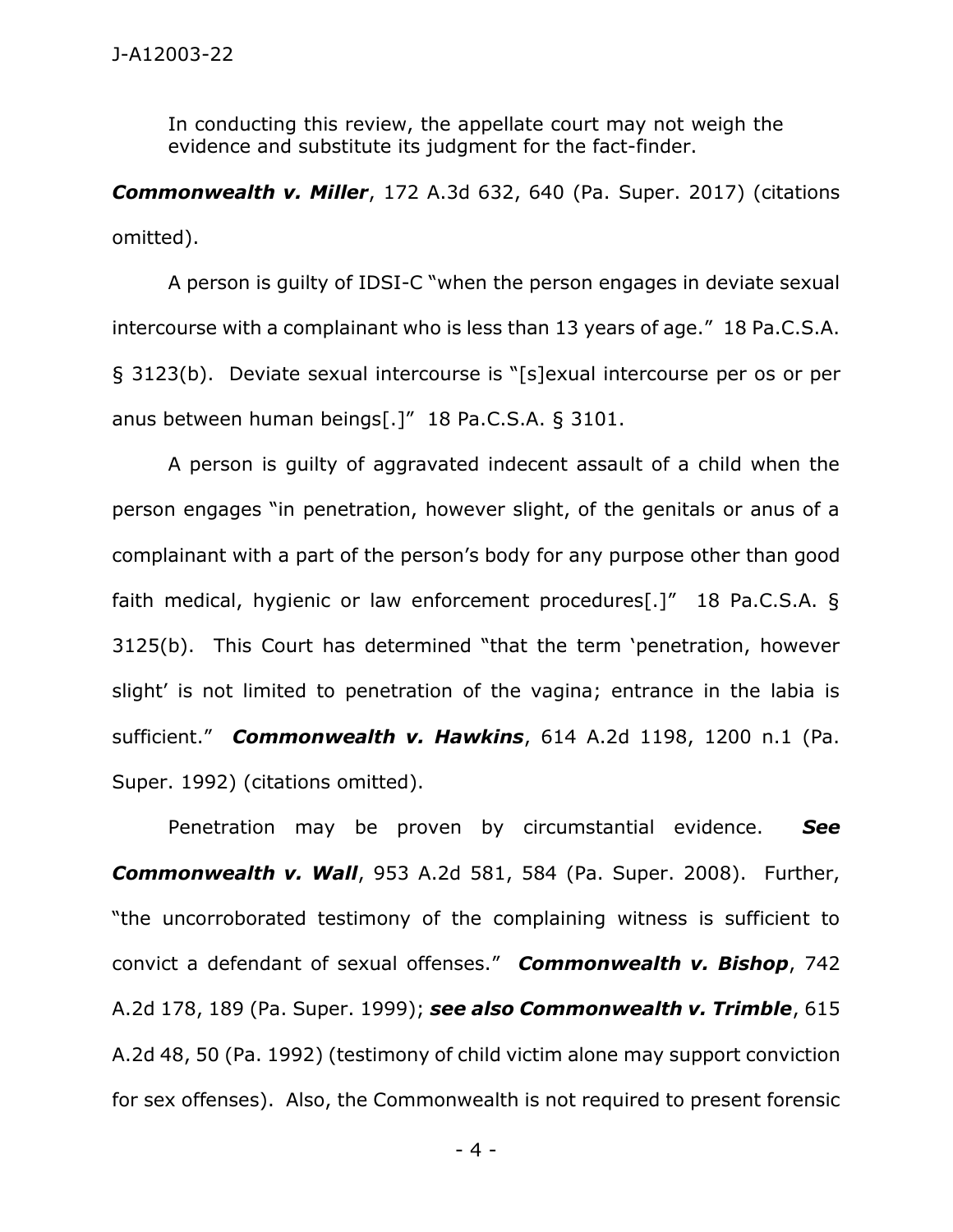In conducting this review, the appellate court may not weigh the evidence and substitute its judgment for the fact-finder.

***Commonwealth v. Miller***, 172 A.3d 632, 640 (Pa. Super. 2017) (citations omitted).

A person is guilty of IDSI-C "when the person engages in deviate sexual intercourse with a complainant who is less than 13 years of age." 18 Pa.C.S.A. § 3123(b). Deviate sexual intercourse is "[s]exual intercourse per os or per anus between human beings[.]" 18 Pa.C.S.A. § 3101.

A person is guilty of aggravated indecent assault of a child when the person engages "in penetration, however slight, of the genitals or anus of a complainant with a part of the person's body for any purpose other than good faith medical, hygienic or law enforcement procedures[.]" 18 Pa.C.S.A. § 3125(b). This Court has determined "that the term 'penetration, however slight' is not limited to penetration of the vagina; entrance in the labia is sufficient." ***Commonwealth v. Hawkins***, 614 A.2d 1198, 1200 n.1 (Pa. Super. 1992) (citations omitted).

Penetration may be proven by circumstantial evidence. ***See Commonwealth v. Wall***, 953 A.2d 581, 584 (Pa. Super. 2008). Further, "the uncorroborated testimony of the complaining witness is sufficient to convict a defendant of sexual offenses." ***Commonwealth v. Bishop***, 742 A.2d 178, 189 (Pa. Super. 1999); ***see also Commonwealth v. Trimble***, 615 A.2d 48, 50 (Pa. 1992) (testimony of child victim alone may support conviction for sex offenses). Also, the Commonwealth is not required to present forensic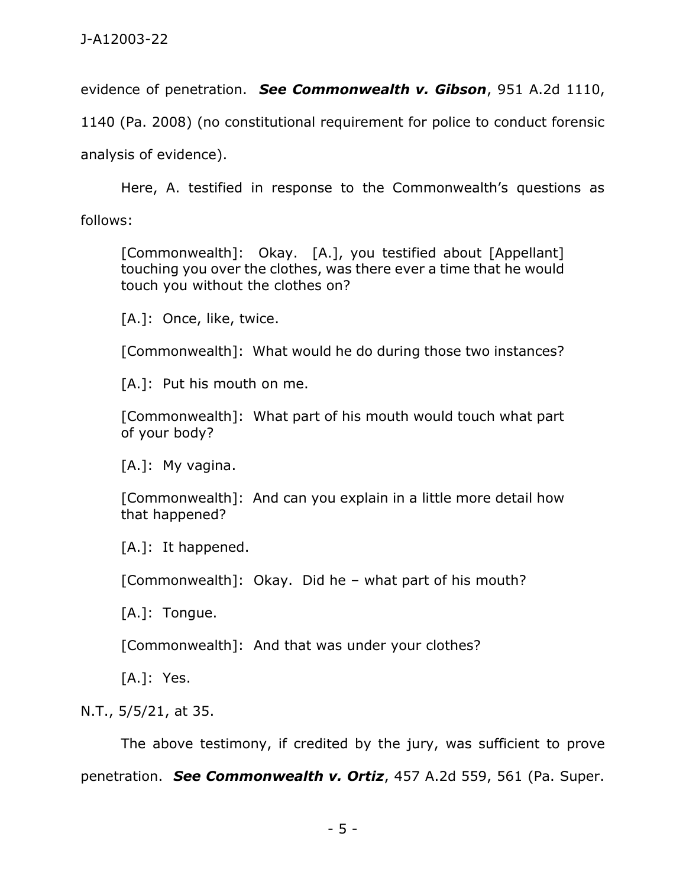evidence of penetration. ***See Commonwealth v. Gibson***, 951 A.2d 1110, 1140 (Pa. 2008) (no constitutional requirement for police to conduct forensic analysis of evidence).

Here, A. testified in response to the Commonwealth's questions as follows:

> [Commonwealth]: Okay. [A.], you testified about [Appellant] touching you over the clothes, was there ever a time that he would touch you without the clothes on?
>
> [A.]: Once, like, twice.
>
> [Commonwealth]: What would he do during those two instances?
>
> [A.]: Put his mouth on me.
>
> [Commonwealth]: What part of his mouth would touch what part of your body?
>
> [A.]: My vagina.
>
> [Commonwealth]: And can you explain in a little more detail how that happened?
>
> [A.]: It happened.
>
> [Commonwealth]: Okay. Did he – what part of his mouth?
>
> [A.]: Tongue.
>
> [Commonwealth]: And that was under your clothes?
>
> [A.]: Yes.

N.T., 5/5/21, at 35.

The above testimony, if credited by the jury, was sufficient to prove penetration. ***See Commonwealth v. Ortiz***, 457 A.2d 559, 561 (Pa. Super.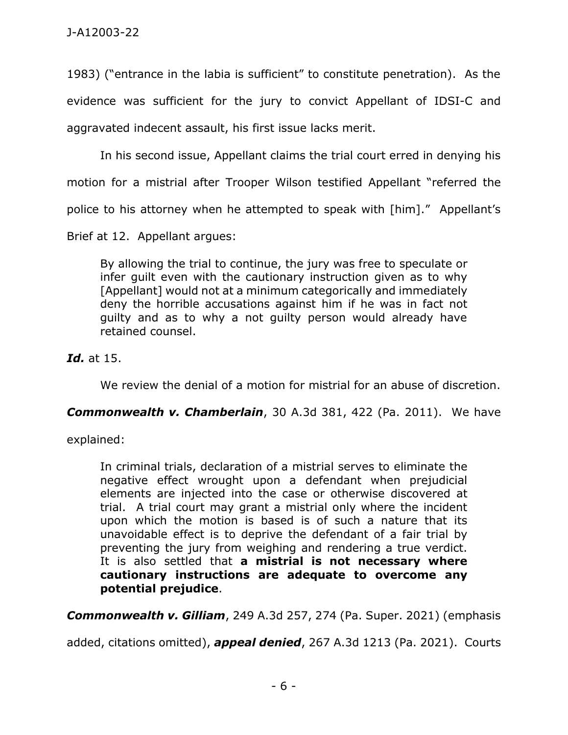1983) ("entrance in the labia is sufficient" to constitute penetration). As the evidence was sufficient for the jury to convict Appellant of IDSI-C and aggravated indecent assault, his first issue lacks merit.

In his second issue, Appellant claims the trial court erred in denying his motion for a mistrial after Trooper Wilson testified Appellant "referred the police to his attorney when he attempted to speak with [him]." Appellant's Brief at 12. Appellant argues:

> By allowing the trial to continue, the jury was free to speculate or infer guilt even with the cautionary instruction given as to why [Appellant] would not at a minimum categorically and immediately deny the horrible accusations against him if he was in fact not guilty and as to why a not guilty person would already have retained counsel.

***Id.*** at 15.

We review the denial of a motion for mistrial for an abuse of discretion. ***Commonwealth v. Chamberlain***, 30 A.3d 381, 422 (Pa. 2011). We have explained:

> In criminal trials, declaration of a mistrial serves to eliminate the negative effect wrought upon a defendant when prejudicial elements are injected into the case or otherwise discovered at trial. A trial court may grant a mistrial only where the incident upon which the motion is based is of such a nature that its unavoidable effect is to deprive the defendant of a fair trial by preventing the jury from weighing and rendering a true verdict. It is also settled that **a mistrial is not necessary where cautionary instructions are adequate to overcome any potential prejudice**.

***Commonwealth v. Gilliam***, 249 A.3d 257, 274 (Pa. Super. 2021) (emphasis added, citations omitted), ***appeal denied***, 267 A.3d 1213 (Pa. 2021). Courts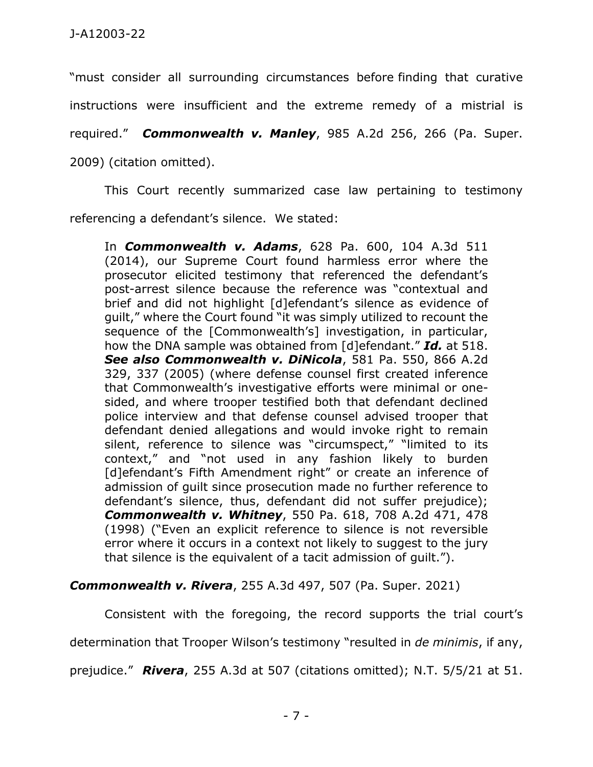"must consider all surrounding circumstances before finding that curative instructions were insufficient and the extreme remedy of a mistrial is required." ***Commonwealth v. Manley***, 985 A.2d 256, 266 (Pa. Super. 2009) (citation omitted).

This Court recently summarized case law pertaining to testimony referencing a defendant's silence. We stated:

> In ***Commonwealth v. Adams***, 628 Pa. 600, 104 A.3d 511 (2014), our Supreme Court found harmless error where the prosecutor elicited testimony that referenced the defendant's post-arrest silence because the reference was "contextual and brief and did not highlight [d]efendant's silence as evidence of guilt," where the Court found "it was simply utilized to recount the sequence of the [Commonwealth's] investigation, in particular, how the DNA sample was obtained from [d]efendant." ***Id.*** at 518. ***See also Commonwealth v. DiNicola***, 581 Pa. 550, 866 A.2d 329, 337 (2005) (where defense counsel first created inference that Commonwealth's investigative efforts were minimal or one-sided, and where trooper testified both that defendant declined police interview and that defense counsel advised trooper that defendant denied allegations and would invoke right to remain silent, reference to silence was "circumspect," "limited to its context," and "not used in any fashion likely to burden [d]efendant's Fifth Amendment right" or create an inference of admission of guilt since prosecution made no further reference to defendant's silence, thus, defendant did not suffer prejudice); ***Commonwealth v. Whitney***, 550 Pa. 618, 708 A.2d 471, 478 (1998) ("Even an explicit reference to silence is not reversible error where it occurs in a context not likely to suggest to the jury that silence is the equivalent of a tacit admission of guilt.").

***Commonwealth v. Rivera***, 255 A.3d 497, 507 (Pa. Super. 2021)

Consistent with the foregoing, the record supports the trial court's determination that Trooper Wilson's testimony "resulted in *de minimis*, if any, prejudice." ***Rivera***, 255 A.3d at 507 (citations omitted); N.T. 5/5/21 at 51.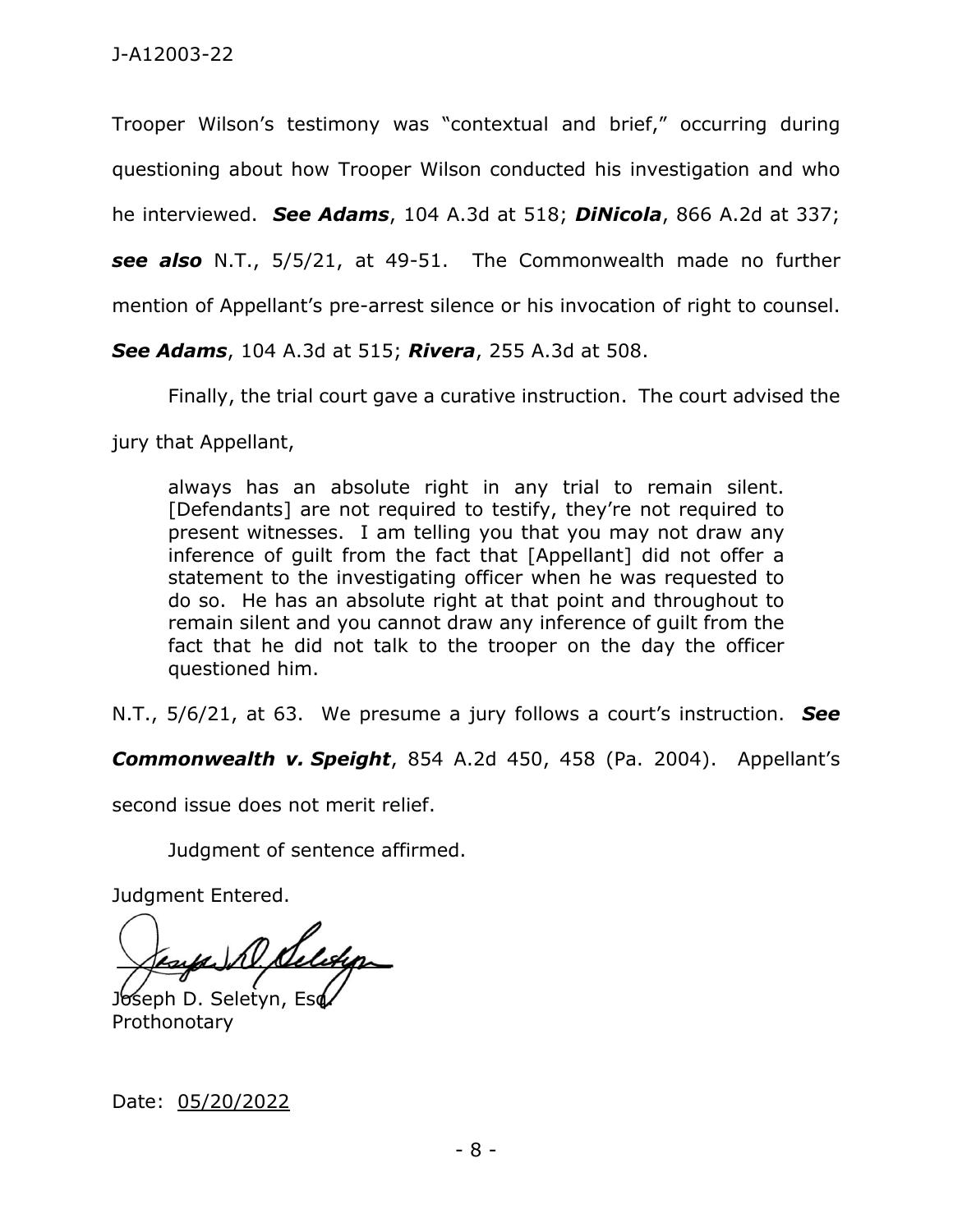Trooper Wilson's testimony was "contextual and brief," occurring during questioning about how Trooper Wilson conducted his investigation and who he interviewed. ***See Adams***, 104 A.3d at 518; ***DiNicola***, 866 A.2d at 337; ***see also*** N.T., 5/5/21, at 49-51. The Commonwealth made no further mention of Appellant's pre-arrest silence or his invocation of right to counsel. ***See Adams***, 104 A.3d at 515; ***Rivera***, 255 A.3d at 508.

Finally, the trial court gave a curative instruction. The court advised the jury that Appellant,

> always has an absolute right in any trial to remain silent. [Defendants] are not required to testify, they're not required to present witnesses. I am telling you that you may not draw any inference of guilt from the fact that [Appellant] did not offer a statement to the investigating officer when he was requested to do so. He has an absolute right at that point and throughout to remain silent and you cannot draw any inference of guilt from the fact that he did not talk to the trooper on the day the officer questioned him.

N.T., 5/6/21, at 63. We presume a jury follows a court's instruction. ***See Commonwealth v. Speight***, 854 A.2d 450, 458 (Pa. 2004). Appellant's second issue does not merit relief.

Judgment of sentence affirmed.

Judgment Entered.

Joseph D. Seletyn, Esq.
Prothonotary

Date: 05/20/2022